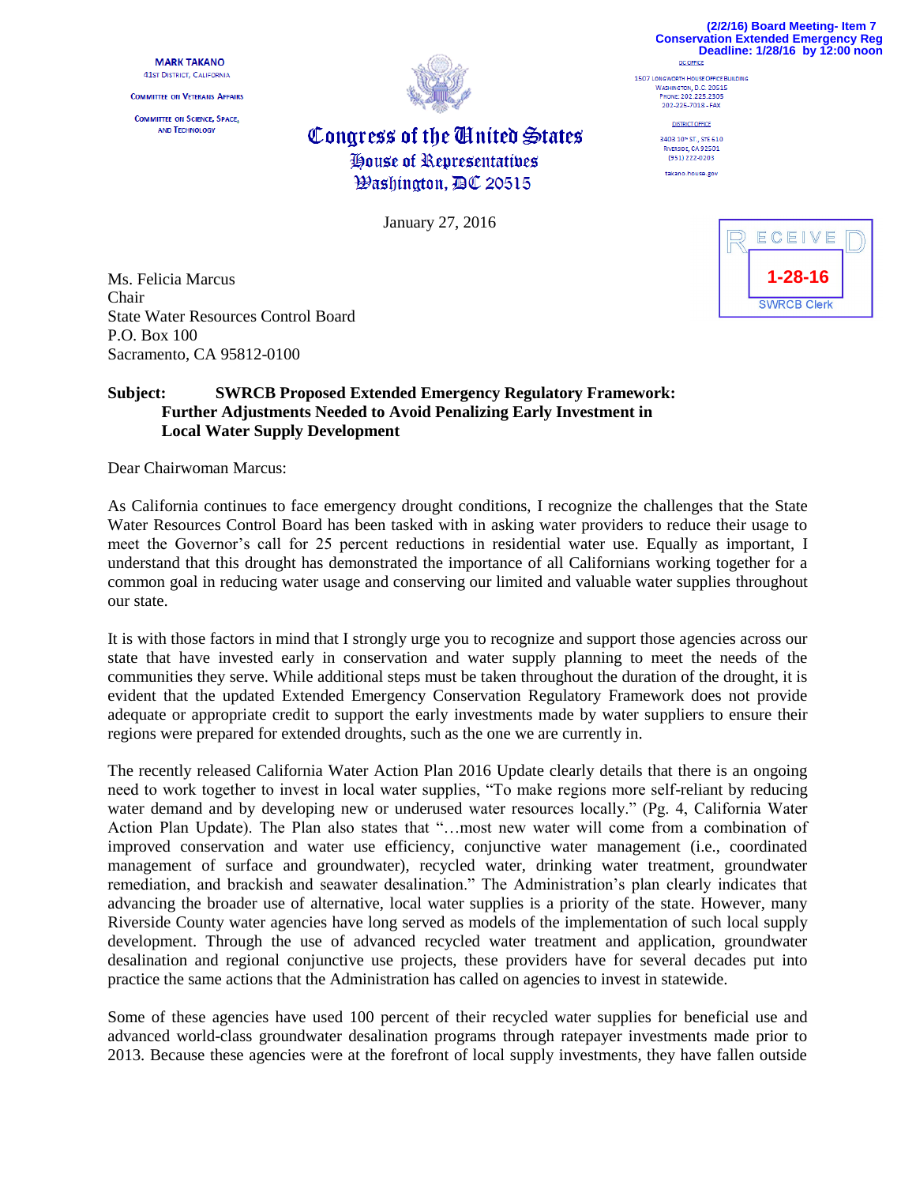(2/2/16) Board Meeting- Item 7
Conservation Extended Emergency Reg
Deadline: 1/28/16 by 12:00 noon

MARK TAKANO
41ST DISTRICT, CALIFORNIA

COMMITTEE ON VETERANS AFFAIRS

COMMITTEE ON SCIENCE, SPACE, AND TECHNOLOGY

# Congress of the United States
## House of Representatives
### Washington, DC 20515

DC OFFICE
1507 LONGWORTH HOUSE OFFICE BUILDING
WASHINGTON, D.C. 20515
PHONE: 202.225.2305
202-225-7018 - FAX

DISTRICT OFFICE
3403 10TH ST., STE 610
RIVERSIDE, CA 92501
(951) 222-0203

takano.house.gov

RECEIVED
1-28-16
SWRCB Clerk

January 27, 2016

Ms. Felicia Marcus
Chair
State Water Resources Control Board
P.O. Box 100
Sacramento, CA 95812-0100

**Subject: SWRCB Proposed Extended Emergency Regulatory Framework: Further Adjustments Needed to Avoid Penalizing Early Investment in Local Water Supply Development**

Dear Chairwoman Marcus:

As California continues to face emergency drought conditions, I recognize the challenges that the State Water Resources Control Board has been tasked with in asking water providers to reduce their usage to meet the Governor's call for 25 percent reductions in residential water use. Equally as important, I understand that this drought has demonstrated the importance of all Californians working together for a common goal in reducing water usage and conserving our limited and valuable water supplies throughout our state.

It is with those factors in mind that I strongly urge you to recognize and support those agencies across our state that have invested early in conservation and water supply planning to meet the needs of the communities they serve. While additional steps must be taken throughout the duration of the drought, it is evident that the updated Extended Emergency Conservation Regulatory Framework does not provide adequate or appropriate credit to support the early investments made by water suppliers to ensure their regions were prepared for extended droughts, such as the one we are currently in.

The recently released California Water Action Plan 2016 Update clearly details that there is an ongoing need to work together to invest in local water supplies, "To make regions more self-reliant by reducing water demand and by developing new or underused water resources locally." (Pg. 4, California Water Action Plan Update). The Plan also states that "…most new water will come from a combination of improved conservation and water use efficiency, conjunctive water management (i.e., coordinated management of surface and groundwater), recycled water, drinking water treatment, groundwater remediation, and brackish and seawater desalination." The Administration's plan clearly indicates that advancing the broader use of alternative, local water supplies is a priority of the state. However, many Riverside County water agencies have long served as models of the implementation of such local supply development. Through the use of advanced recycled water treatment and application, groundwater desalination and regional conjunctive use projects, these providers have for several decades put into practice the same actions that the Administration has called on agencies to invest in statewide.

Some of these agencies have used 100 percent of their recycled water supplies for beneficial use and advanced world-class groundwater desalination programs through ratepayer investments made prior to 2013. Because these agencies were at the forefront of local supply investments, they have fallen outside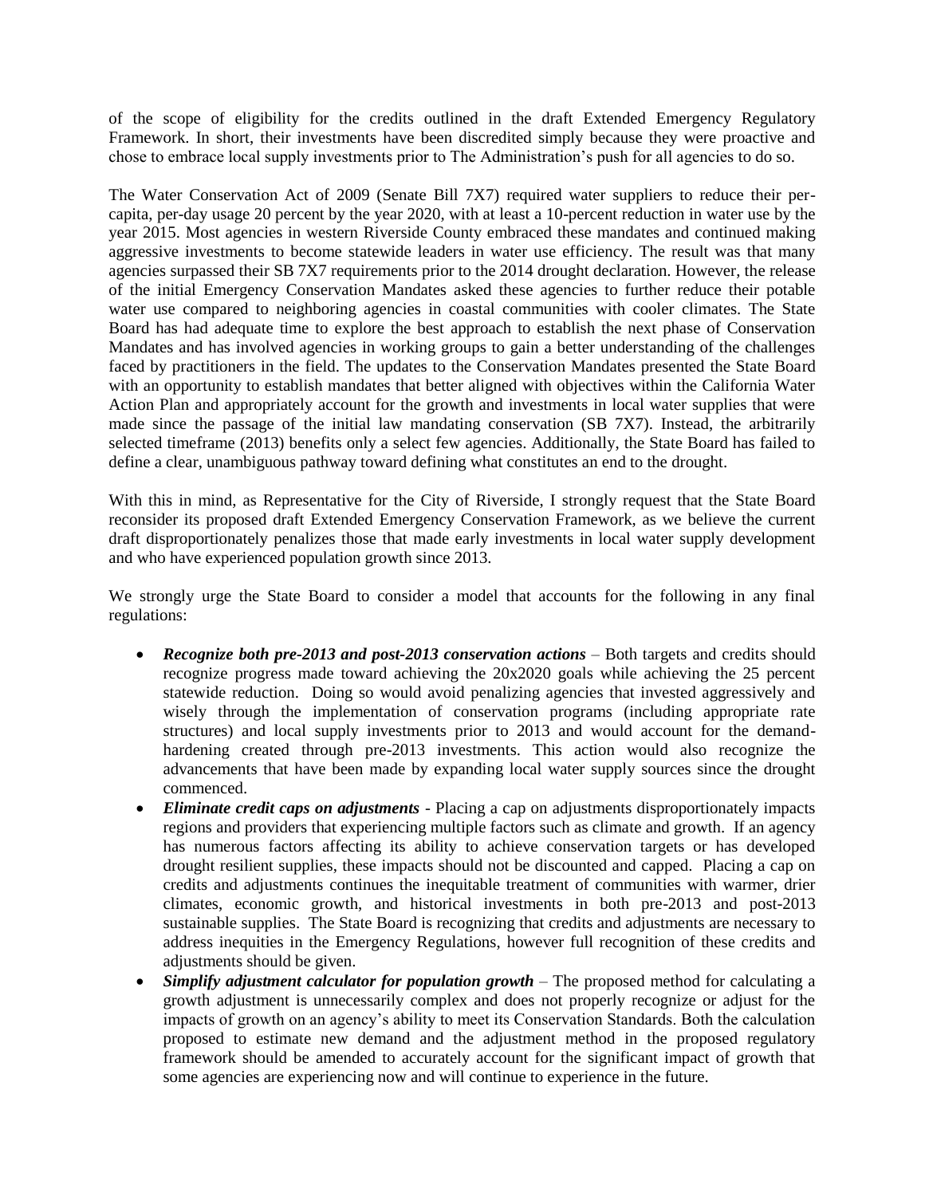of the scope of eligibility for the credits outlined in the draft Extended Emergency Regulatory Framework. In short, their investments have been discredited simply because they were proactive and chose to embrace local supply investments prior to The Administration's push for all agencies to do so.

The Water Conservation Act of 2009 (Senate Bill 7X7) required water suppliers to reduce their per-capita, per-day usage 20 percent by the year 2020, with at least a 10-percent reduction in water use by the year 2015. Most agencies in western Riverside County embraced these mandates and continued making aggressive investments to become statewide leaders in water use efficiency. The result was that many agencies surpassed their SB 7X7 requirements prior to the 2014 drought declaration. However, the release of the initial Emergency Conservation Mandates asked these agencies to further reduce their potable water use compared to neighboring agencies in coastal communities with cooler climates. The State Board has had adequate time to explore the best approach to establish the next phase of Conservation Mandates and has involved agencies in working groups to gain a better understanding of the challenges faced by practitioners in the field. The updates to the Conservation Mandates presented the State Board with an opportunity to establish mandates that better aligned with objectives within the California Water Action Plan and appropriately account for the growth and investments in local water supplies that were made since the passage of the initial law mandating conservation (SB 7X7). Instead, the arbitrarily selected timeframe (2013) benefits only a select few agencies. Additionally, the State Board has failed to define a clear, unambiguous pathway toward defining what constitutes an end to the drought.

With this in mind, as Representative for the City of Riverside, I strongly request that the State Board reconsider its proposed draft Extended Emergency Conservation Framework, as we believe the current draft disproportionately penalizes those that made early investments in local water supply development and who have experienced population growth since 2013.

We strongly urge the State Board to consider a model that accounts for the following in any final regulations:

- ***Recognize both pre-2013 and post-2013 conservation actions*** – Both targets and credits should recognize progress made toward achieving the 20x2020 goals while achieving the 25 percent statewide reduction. Doing so would avoid penalizing agencies that invested aggressively and wisely through the implementation of conservation programs (including appropriate rate structures) and local supply investments prior to 2013 and would account for the demand-hardening created through pre-2013 investments. This action would also recognize the advancements that have been made by expanding local water supply sources since the drought commenced.
- ***Eliminate credit caps on adjustments*** - Placing a cap on adjustments disproportionately impacts regions and providers that experiencing multiple factors such as climate and growth. If an agency has numerous factors affecting its ability to achieve conservation targets or has developed drought resilient supplies, these impacts should not be discounted and capped. Placing a cap on credits and adjustments continues the inequitable treatment of communities with warmer, drier climates, economic growth, and historical investments in both pre-2013 and post-2013 sustainable supplies. The State Board is recognizing that credits and adjustments are necessary to address inequities in the Emergency Regulations, however full recognition of these credits and adjustments should be given.
- ***Simplify adjustment calculator for population growth*** – The proposed method for calculating a growth adjustment is unnecessarily complex and does not properly recognize or adjust for the impacts of growth on an agency's ability to meet its Conservation Standards. Both the calculation proposed to estimate new demand and the adjustment method in the proposed regulatory framework should be amended to accurately account for the significant impact of growth that some agencies are experiencing now and will continue to experience in the future.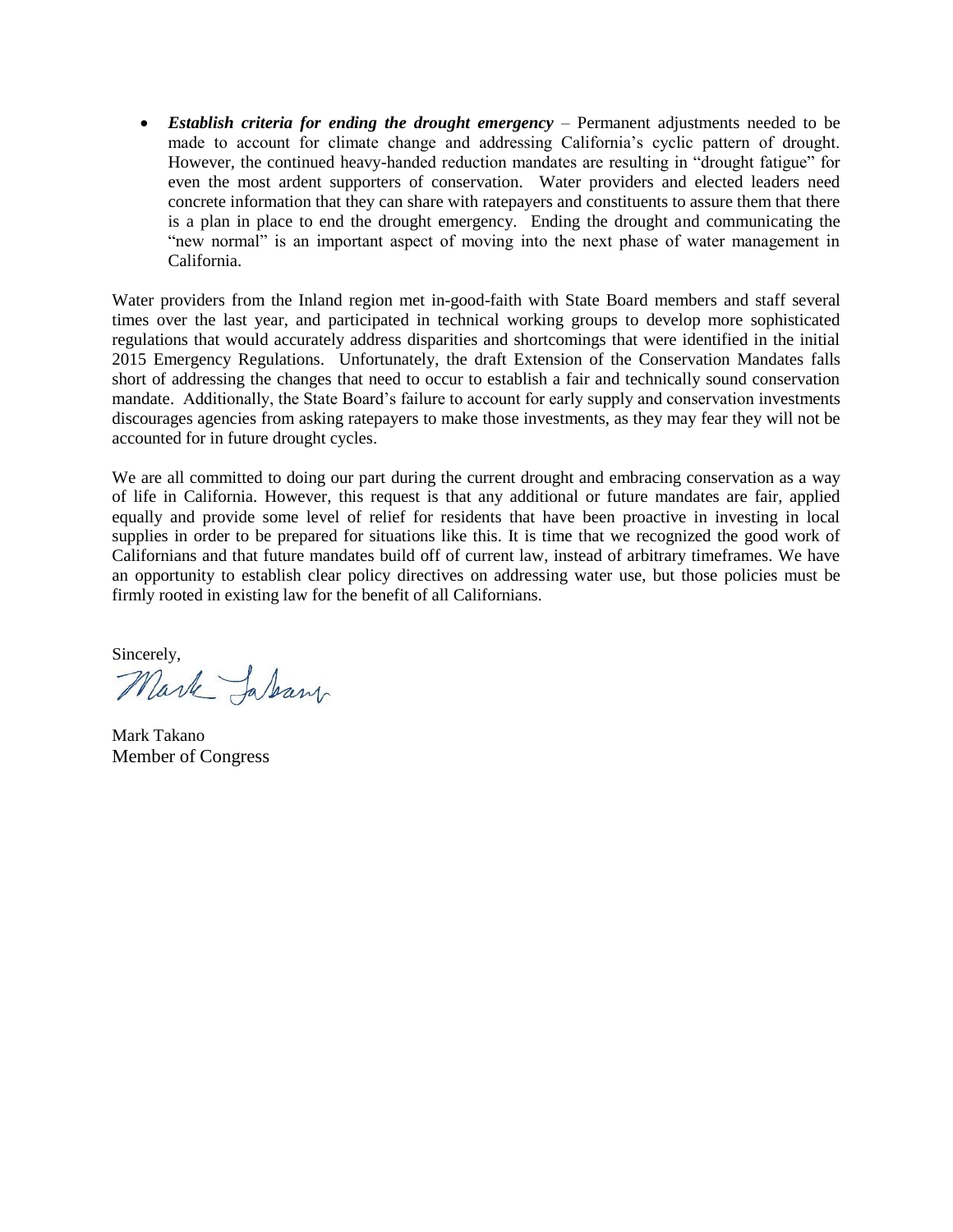- ***Establish criteria for ending the drought emergency*** – Permanent adjustments needed to be made to account for climate change and addressing California's cyclic pattern of drought. However, the continued heavy-handed reduction mandates are resulting in "drought fatigue" for even the most ardent supporters of conservation. Water providers and elected leaders need concrete information that they can share with ratepayers and constituents to assure them that there is a plan in place to end the drought emergency. Ending the drought and communicating the "new normal" is an important aspect of moving into the next phase of water management in California.

Water providers from the Inland region met in-good-faith with State Board members and staff several times over the last year, and participated in technical working groups to develop more sophisticated regulations that would accurately address disparities and shortcomings that were identified in the initial 2015 Emergency Regulations. Unfortunately, the draft Extension of the Conservation Mandates falls short of addressing the changes that need to occur to establish a fair and technically sound conservation mandate. Additionally, the State Board's failure to account for early supply and conservation investments discourages agencies from asking ratepayers to make those investments, as they may fear they will not be accounted for in future drought cycles.

We are all committed to doing our part during the current drought and embracing conservation as a way of life in California. However, this request is that any additional or future mandates are fair, applied equally and provide some level of relief for residents that have been proactive in investing in local supplies in order to be prepared for situations like this. It is time that we recognized the good work of Californians and that future mandates build off of current law, instead of arbitrary timeframes. We have an opportunity to establish clear policy directives on addressing water use, but those policies must be firmly rooted in existing law for the benefit of all Californians.

Sincerely,

Mark Takano

Mark Takano
Member of Congress